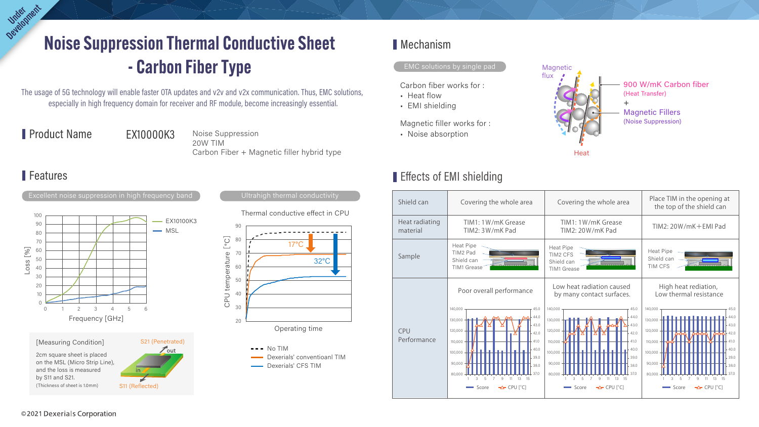Under Development

# Noise Suppression Thermal Conductive Sheet - Carbon Fiber Type

The usage of 5G technology will enable faster OTA updates and v2v and v2x communication. Thus, EMC solutions, especially in high frequency domain for receiver and RF module, become increasingly essential.

## Product Name

EX10000K3

Noise Suppression
20W TIM
Carbon Fiber + Magnetic filler hybrid type

## Features

**Excellent noise suppression in high frequency band**

Loss [%] vs Frequency [GHz] — EX10100K3, MSL

[Measuring Condition]

2cm square sheet is placed on the MSL (Micro Strip Line), and the loss is measured by S11 and S21.

(Thickness of sheet is 1.0mm)

S21 (Penetrated) — out, in — S11 (Reflected)

**Ultrahigh thermal conductivity**

Thermal conductive effect in CPU

CPU temperature [°C] vs Operating time — 17°C, 32°C

- No TIM
- Dexerials' conventioanl TIM
- Dexerials' CFS TIM

## Mechanism

**EMC solutions by single pad**

Carbon fiber works for :

- Heat flow
- EMI shielding

Magnetic filler works for :

- Noise absorption

Magnetic flux — 900 W/mK Carbon fiber (Heat Transfer) + Magnetic Fillers (Noise Suppression) — Heat

## Effects of EMI shielding

| Shield can | Covering the whole area | Covering the whole area | Place TIM in the opening at the top of the shield can |
|---|---|---|---|
| Heat radiating material | TIM1: 1W/mK Grease<br>TIM2: 3W/mK Pad | TIM1: 1W/mK Grease<br>TIM2: 20W/mK Pad | TIM2: 20W/mK+EMI Pad |
| Sample | Heat Pipe<br>TIM2 Pad<br>Shield can<br>TIM1 Grease | Heat Pipe<br>TIM2 CFS<br>Shield can<br>TIM1 Grease | Heat Pipe<br>Shield can<br>TIM CFS |
| CPU Performance | Poor overall performance | Low heat radiation caused by many contact surfaces. | High heat rediation, Low thermal resistance |

©2021 Dexerials Corporation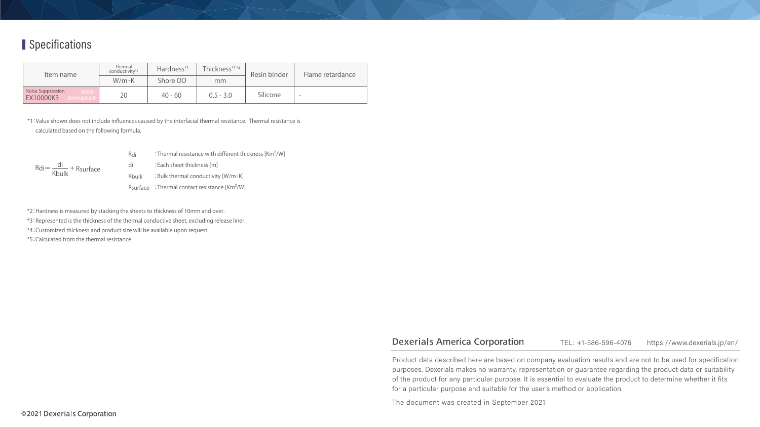## Specifications

| Item name | Thermal conductivity[*1] | Hardness[*2] | Thickness[*3 *4] | Resin binder | Flame retardance |
|---|---|---|---|---|---|
| | W/m·K | Shore OO | mm | | |
| Noise Suppression EX10000K3 Under-development | 20 | 40 - 60 | 0.5 - 3.0 | Silicone | - |

*1：Value shown does not include influences caused by the interfacial thermal resistance. Thermal resistance is calculated based on the following formula.

$$R_{di} = \frac{d_i}{K_{bulk}} + R_{surface}$$

- $R_{di}$ ：Thermal resistance with different thickness [$Km^2/W$]
- $d_i$ ：Each sheet thickness [m]
- $K_{bulk}$ ：Bulk thermal conductivity [W/m·K]
- $R_{surface}$ ：Thermal contact resistance [$Km^2/W$]

*2：Hardness is measured by stacking the sheets to thickness of 10mm and over.

*3：Represented is the thickness of the thermal conductive sheet, excluding release liner.

*4：Customized thickness and product size will be available upon request.

*5：Calculated from the thermal resistance.

**Dexerials America Corporation** TEL: +1-586-596-4076 https://www.dexerials.jp/en/

Product data described here are based on company evaluation results and are not to be used for specification purposes. Dexerials makes no warranty, representation or guarantee regarding the product data or suitability of the product for any particular purpose. It is essential to evaluate the product to determine whether it fits for a particular purpose and suitable for the user's method or application.

The document was created in September 2021.

©2021 Dexerials Corporation